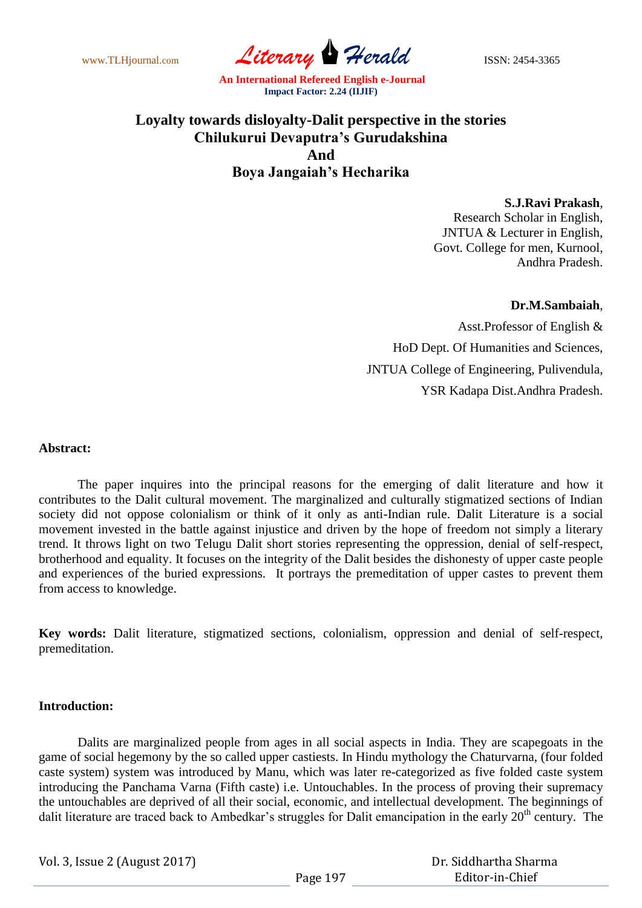# Loyalty towards disloyalty-Dalit perspective in the stories Chilukurui Devaputra's Gurudakshina And Boya Jangaiah's Hecharika

**S.J.Ravi Prakash**,
Research Scholar in English,
JNTUA & Lecturer in English,
Govt. College for men, Kurnool,
Andhra Pradesh.

**Dr.M.Sambaiah**,
Asst.Professor of English &
HoD Dept. Of Humanities and Sciences,
JNTUA College of Engineering, Pulivendula,
YSR Kadapa Dist.Andhra Pradesh.

**Abstract:**

The paper inquires into the principal reasons for the emerging of dalit literature and how it contributes to the Dalit cultural movement. The marginalized and culturally stigmatized sections of Indian society did not oppose colonialism or think of it only as anti-Indian rule. Dalit Literature is a social movement invested in the battle against injustice and driven by the hope of freedom not simply a literary trend. It throws light on two Telugu Dalit short stories representing the oppression, denial of self-respect, brotherhood and equality. It focuses on the integrity of the Dalit besides the dishonesty of upper caste people and experiences of the buried expressions. It portrays the premeditation of upper castes to prevent them from access to knowledge.

**Key words:** Dalit literature, stigmatized sections, colonialism, oppression and denial of self-respect, premeditation.

**Introduction:**

Dalits are marginalized people from ages in all social aspects in India. They are scapegoats in the game of social hegemony by the so called upper castiests. In Hindu mythology the Chaturvarna, (four folded caste system) system was introduced by Manu, which was later re-categorized as five folded caste system introducing the Panchama Varna (Fifth caste) i.e. Untouchables. In the process of proving their supremacy the untouchables are deprived of all their social, economic, and intellectual development. The beginnings of dalit literature are traced back to Ambedkar's struggles for Dalit emancipation in the early 20th century. The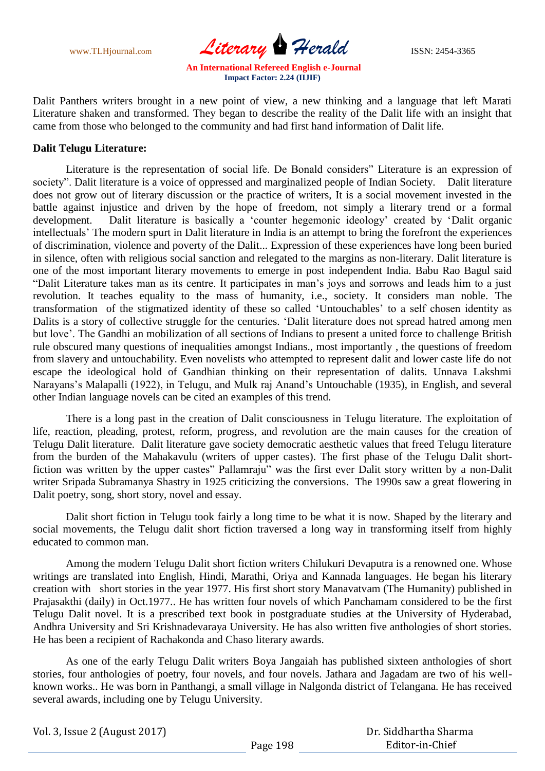Dalit Panthers writers brought in a new point of view, a new thinking and a language that left Marati Literature shaken and transformed. They began to describe the reality of the Dalit life with an insight that came from those who belonged to the community and had first hand information of Dalit life.

**Dalit Telugu Literature:**

Literature is the representation of social life. De Bonald considers" Literature is an expression of society". Dalit literature is a voice of oppressed and marginalized people of Indian Society. Dalit literature does not grow out of literary discussion or the practice of writers, It is a social movement invested in the battle against injustice and driven by the hope of freedom, not simply a literary trend or a formal development. Dalit literature is basically a 'counter hegemonic ideology' created by 'Dalit organic intellectuals' The modern spurt in Dalit literature in India is an attempt to bring the forefront the experiences of discrimination, violence and poverty of the Dalit... Expression of these experiences have long been buried in silence, often with religious social sanction and relegated to the margins as non-literary. Dalit literature is one of the most important literary movements to emerge in post independent India. Babu Rao Bagul said "Dalit Literature takes man as its centre. It participates in man's joys and sorrows and leads him to a just revolution. It teaches equality to the mass of humanity, i.e., society. It considers man noble. The transformation of the stigmatized identity of these so called 'Untouchables' to a self chosen identity as Dalits is a story of collective struggle for the centuries. 'Dalit literature does not spread hatred among men but love'. The Gandhi an mobilization of all sections of Indians to present a united force to challenge British rule obscured many questions of inequalities amongst Indians., most importantly , the questions of freedom from slavery and untouchability. Even novelists who attempted to represent dalit and lower caste life do not escape the ideological hold of Gandhian thinking on their representation of dalits. Unnava Lakshmi Narayans's Malapalli (1922), in Telugu, and Mulk raj Anand's Untouchable (1935), in English, and several other Indian language novels can be cited an examples of this trend.

There is a long past in the creation of Dalit consciousness in Telugu literature. The exploitation of life, reaction, pleading, protest, reform, progress, and revolution are the main causes for the creation of Telugu Dalit literature. Dalit literature gave society democratic aesthetic values that freed Telugu literature from the burden of the Mahakavulu (writers of upper castes). The first phase of the Telugu Dalit short-fiction was written by the upper castes" Pallamraju" was the first ever Dalit story written by a non-Dalit writer Sripada Subramanya Shastry in 1925 criticizing the conversions. The 1990s saw a great flowering in Dalit poetry, song, short story, novel and essay.

Dalit short fiction in Telugu took fairly a long time to be what it is now. Shaped by the literary and social movements, the Telugu dalit short fiction traversed a long way in transforming itself from highly educated to common man.

Among the modern Telugu Dalit short fiction writers Chilukuri Devaputra is a renowned one. Whose writings are translated into English, Hindi, Marathi, Oriya and Kannada languages. He began his literary creation with short stories in the year 1977. His first short story Manavatvam (The Humanity) published in Prajasakthi (daily) in Oct.1977.. He has written four novels of which Panchamam considered to be the first Telugu Dalit novel. It is a prescribed text book in postgraduate studies at the University of Hyderabad, Andhra University and Sri Krishnadevaraya University. He has also written five anthologies of short stories. He has been a recipient of Rachakonda and Chaso literary awards.

As one of the early Telugu Dalit writers Boya Jangaiah has published sixteen anthologies of short stories, four anthologies of poetry, four novels, and four novels. Jathara and Jagadam are two of his well-known works.. He was born in Panthangi, a small village in Nalgonda district of Telangana. He has received several awards, including one by Telugu University.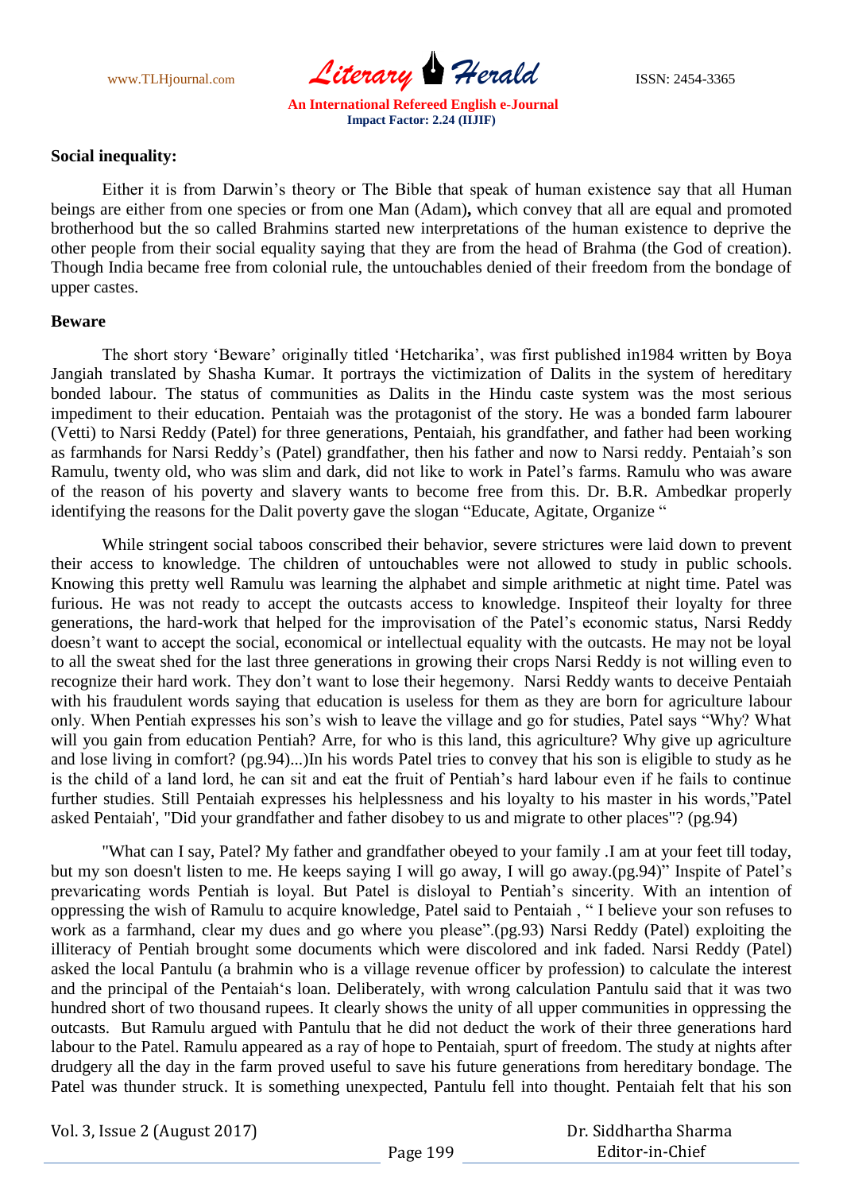**Social inequality:**

Either it is from Darwin's theory or The Bible that speak of human existence say that all Human beings are either from one species or from one Man (Adam)**,** which convey that all are equal and promoted brotherhood but the so called Brahmins started new interpretations of the human existence to deprive the other people from their social equality saying that they are from the head of Brahma (the God of creation). Though India became free from colonial rule, the untouchables denied of their freedom from the bondage of upper castes.

**Beware**

The short story 'Beware' originally titled 'Hetcharika', was first published in1984 written by Boya Jangiah translated by Shasha Kumar. It portrays the victimization of Dalits in the system of hereditary bonded labour. The status of communities as Dalits in the Hindu caste system was the most serious impediment to their education. Pentaiah was the protagonist of the story. He was a bonded farm labourer (Vetti) to Narsi Reddy (Patel) for three generations, Pentaiah, his grandfather, and father had been working as farmhands for Narsi Reddy's (Patel) grandfather, then his father and now to Narsi reddy. Pentaiah's son Ramulu, twenty old, who was slim and dark, did not like to work in Patel's farms. Ramulu who was aware of the reason of his poverty and slavery wants to become free from this. Dr. B.R. Ambedkar properly identifying the reasons for the Dalit poverty gave the slogan "Educate, Agitate, Organize "

While stringent social taboos conscribed their behavior, severe strictures were laid down to prevent their access to knowledge. The children of untouchables were not allowed to study in public schools. Knowing this pretty well Ramulu was learning the alphabet and simple arithmetic at night time. Patel was furious. He was not ready to accept the outcasts access to knowledge. Inspiteof their loyalty for three generations, the hard-work that helped for the improvisation of the Patel's economic status, Narsi Reddy doesn't want to accept the social, economical or intellectual equality with the outcasts. He may not be loyal to all the sweat shed for the last three generations in growing their crops Narsi Reddy is not willing even to recognize their hard work. They don't want to lose their hegemony. Narsi Reddy wants to deceive Pentaiah with his fraudulent words saying that education is useless for them as they are born for agriculture labour only. When Pentiah expresses his son's wish to leave the village and go for studies, Patel says "Why? What will you gain from education Pentiah? Arre, for who is this land, this agriculture? Why give up agriculture and lose living in comfort? (pg.94)...)In his words Patel tries to convey that his son is eligible to study as he is the child of a land lord, he can sit and eat the fruit of Pentiah's hard labour even if he fails to continue further studies. Still Pentaiah expresses his helplessness and his loyalty to his master in his words,"Patel asked Pentaiah', "Did your grandfather and father disobey to us and migrate to other places"? (pg.94)

"What can I say, Patel? My father and grandfather obeyed to your family .I am at your feet till today, but my son doesn't listen to me. He keeps saying I will go away, I will go away.(pg.94)" Inspite of Patel's prevaricating words Pentiah is loyal. But Patel is disloyal to Pentiah's sincerity. With an intention of oppressing the wish of Ramulu to acquire knowledge, Patel said to Pentaiah , " I believe your son refuses to work as a farmhand, clear my dues and go where you please".(pg.93) Narsi Reddy (Patel) exploiting the illiteracy of Pentiah brought some documents which were discolored and ink faded. Narsi Reddy (Patel) asked the local Pantulu (a brahmin who is a village revenue officer by profession) to calculate the interest and the principal of the Pentaiah's loan. Deliberately, with wrong calculation Pantulu said that it was two hundred short of two thousand rupees. It clearly shows the unity of all upper communities in oppressing the outcasts. But Ramulu argued with Pantulu that he did not deduct the work of their three generations hard labour to the Patel. Ramulu appeared as a ray of hope to Pentaiah, spurt of freedom. The study at nights after drudgery all the day in the farm proved useful to save his future generations from hereditary bondage. The Patel was thunder struck. It is something unexpected, Pantulu fell into thought. Pentaiah felt that his son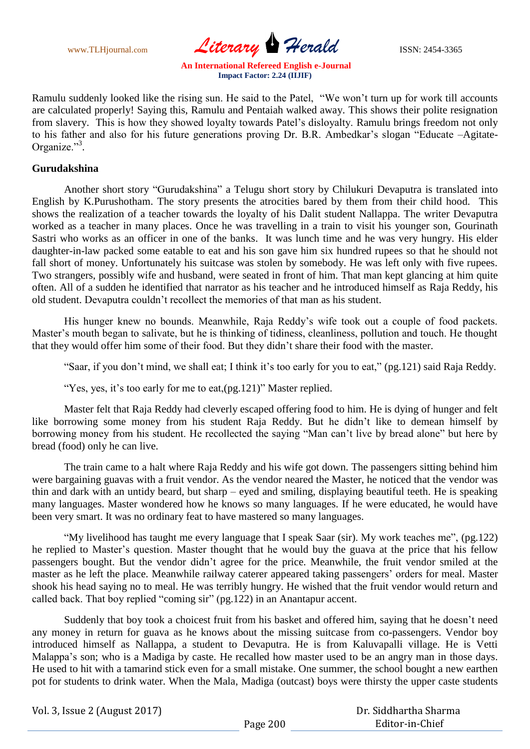Ramulu suddenly looked like the rising sun. He said to the Patel, "We won't turn up for work till accounts are calculated properly! Saying this, Ramulu and Pentaiah walked away. This shows their polite resignation from slavery. This is how they showed loyalty towards Patel's disloyalty. Ramulu brings freedom not only to his father and also for his future generations proving Dr. B.R. Ambedkar's slogan "Educate –Agitate-Organize."[3].

**Gurudakshina**

Another short story "Gurudakshina" a Telugu short story by Chilukuri Devaputra is translated into English by K.Purushotham. The story presents the atrocities bared by them from their child hood. This shows the realization of a teacher towards the loyalty of his Dalit student Nallappa. The writer Devaputra worked as a teacher in many places. Once he was travelling in a train to visit his younger son, Gourinath Sastri who works as an officer in one of the banks. It was lunch time and he was very hungry. His elder daughter-in-law packed some eatable to eat and his son gave him six hundred rupees so that he should not fall short of money. Unfortunately his suitcase was stolen by somebody. He was left only with five rupees. Two strangers, possibly wife and husband, were seated in front of him. That man kept glancing at him quite often. All of a sudden he identified that narrator as his teacher and he introduced himself as Raja Reddy, his old student. Devaputra couldn't recollect the memories of that man as his student.

His hunger knew no bounds. Meanwhile, Raja Reddy's wife took out a couple of food packets. Master's mouth began to salivate, but he is thinking of tidiness, cleanliness, pollution and touch. He thought that they would offer him some of their food. But they didn't share their food with the master.

"Saar, if you don't mind, we shall eat; I think it's too early for you to eat," (pg.121) said Raja Reddy.

"Yes, yes, it's too early for me to eat,(pg.121)" Master replied.

Master felt that Raja Reddy had cleverly escaped offering food to him. He is dying of hunger and felt like borrowing some money from his student Raja Reddy. But he didn't like to demean himself by borrowing money from his student. He recollected the saying "Man can't live by bread alone" but here by bread (food) only he can live.

The train came to a halt where Raja Reddy and his wife got down. The passengers sitting behind him were bargaining guavas with a fruit vendor. As the vendor neared the Master, he noticed that the vendor was thin and dark with an untidy beard, but sharp – eyed and smiling, displaying beautiful teeth. He is speaking many languages. Master wondered how he knows so many languages. If he were educated, he would have been very smart. It was no ordinary feat to have mastered so many languages.

"My livelihood has taught me every language that I speak Saar (sir). My work teaches me", (pg.122) he replied to Master's question. Master thought that he would buy the guava at the price that his fellow passengers bought. But the vendor didn't agree for the price. Meanwhile, the fruit vendor smiled at the master as he left the place. Meanwhile railway caterer appeared taking passengers' orders for meal. Master shook his head saying no to meal. He was terribly hungry. He wished that the fruit vendor would return and called back. That boy replied "coming sir" (pg.122) in an Anantapur accent.

Suddenly that boy took a choicest fruit from his basket and offered him, saying that he doesn't need any money in return for guava as he knows about the missing suitcase from co-passengers. Vendor boy introduced himself as Nallappa, a student to Devaputra. He is from Kaluvapalli village. He is Vetti Malappa's son; who is a Madiga by caste. He recalled how master used to be an angry man in those days. He used to hit with a tamarind stick even for a small mistake. One summer, the school bought a new earthen pot for students to drink water. When the Mala, Madiga (outcast) boys were thirsty the upper caste students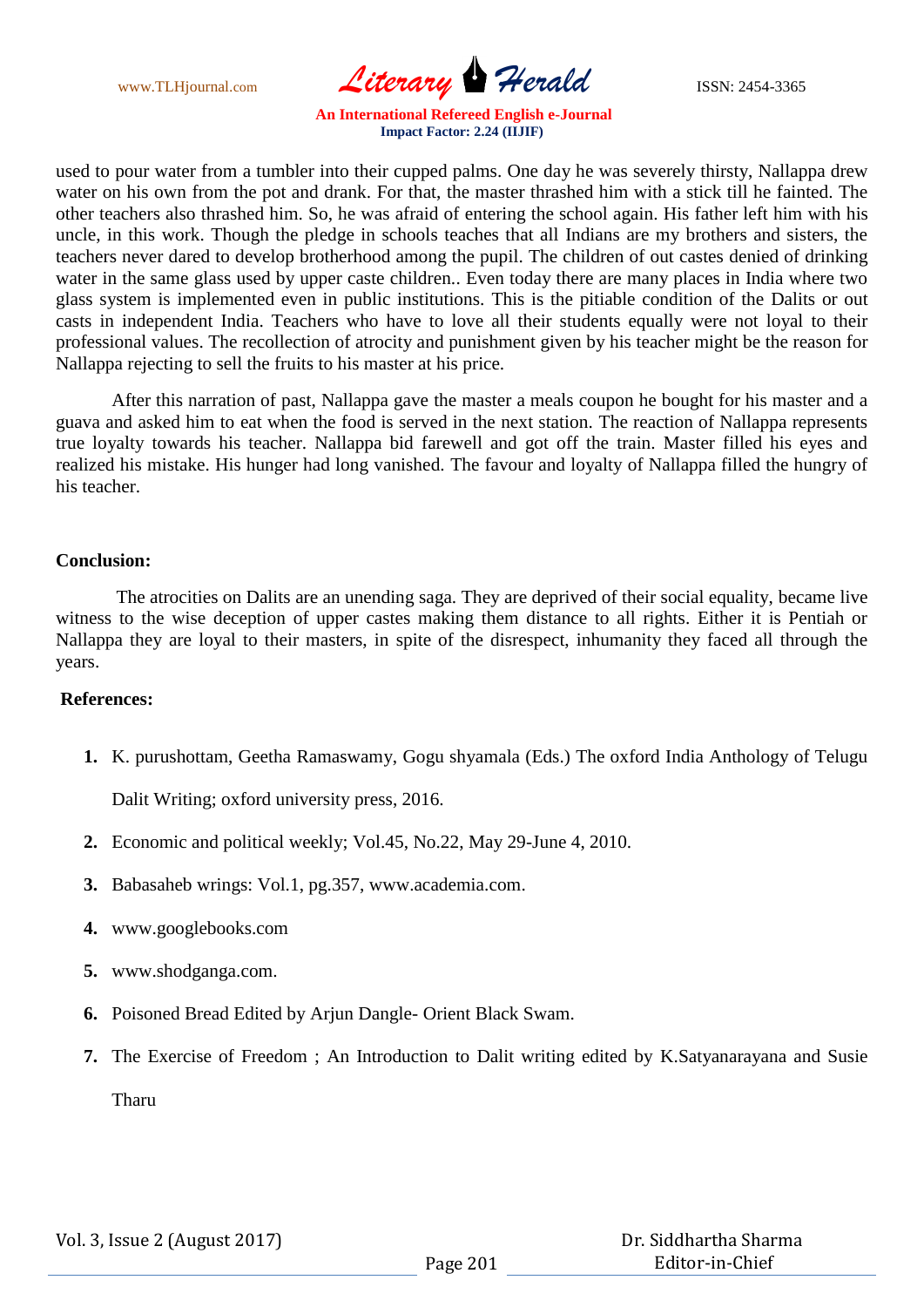used to pour water from a tumbler into their cupped palms. One day he was severely thirsty, Nallappa drew water on his own from the pot and drank. For that, the master thrashed him with a stick till he fainted. The other teachers also thrashed him. So, he was afraid of entering the school again. His father left him with his uncle, in this work. Though the pledge in schools teaches that all Indians are my brothers and sisters, the teachers never dared to develop brotherhood among the pupil. The children of out castes denied of drinking water in the same glass used by upper caste children.. Even today there are many places in India where two glass system is implemented even in public institutions. This is the pitiable condition of the Dalits or out casts in independent India. Teachers who have to love all their students equally were not loyal to their professional values. The recollection of atrocity and punishment given by his teacher might be the reason for Nallappa rejecting to sell the fruits to his master at his price.

After this narration of past, Nallappa gave the master a meals coupon he bought for his master and a guava and asked him to eat when the food is served in the next station. The reaction of Nallappa represents true loyalty towards his teacher. Nallappa bid farewell and got off the train. Master filled his eyes and realized his mistake. His hunger had long vanished. The favour and loyalty of Nallappa filled the hungry of his teacher.

**Conclusion:**

The atrocities on Dalits are an unending saga. They are deprived of their social equality, became live witness to the wise deception of upper castes making them distance to all rights. Either it is Pentiah or Nallappa they are loyal to their masters, in spite of the disrespect, inhumanity they faced all through the years.

**References:**

1. K. purushottam, Geetha Ramaswamy, Gogu shyamala (Eds.) The oxford India Anthology of Telugu Dalit Writing; oxford university press, 2016.
2. Economic and political weekly; Vol.45, No.22, May 29-June 4, 2010.
3. Babasaheb wrings: Vol.1, pg.357, www.academia.com.
4. www.googlebooks.com
5. www.shodganga.com.
6. Poisoned Bread Edited by Arjun Dangle- Orient Black Swam.
7. The Exercise of Freedom ; An Introduction to Dalit writing edited by K.Satyanarayana and Susie Tharu